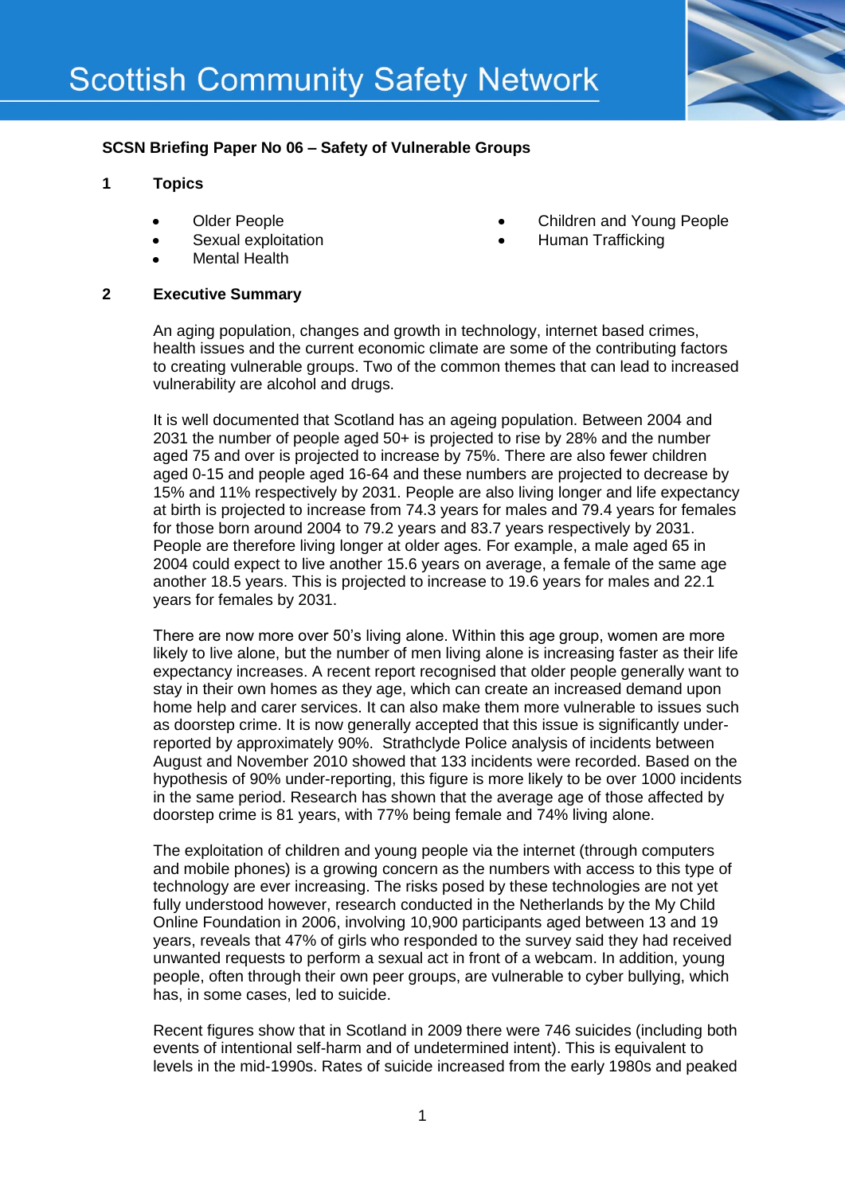# Scottish Community Safety Network

**SCSN Briefing Paper No 06 – Safety of Vulnerable Groups**

## 1 Topics

- Older People
- Sexual exploitation
- Mental Health
- Children and Young People
- Human Trafficking

## 2 Executive Summary

An aging population, changes and growth in technology, internet based crimes, health issues and the current economic climate are some of the contributing factors to creating vulnerable groups. Two of the common themes that can lead to increased vulnerability are alcohol and drugs.

It is well documented that Scotland has an ageing population. Between 2004 and 2031 the number of people aged 50+ is projected to rise by 28% and the number aged 75 and over is projected to increase by 75%. There are also fewer children aged 0-15 and people aged 16-64 and these numbers are projected to decrease by 15% and 11% respectively by 2031. People are also living longer and life expectancy at birth is projected to increase from 74.3 years for males and 79.4 years for females for those born around 2004 to 79.2 years and 83.7 years respectively by 2031. People are therefore living longer at older ages. For example, a male aged 65 in 2004 could expect to live another 15.6 years on average, a female of the same age another 18.5 years. This is projected to increase to 19.6 years for males and 22.1 years for females by 2031.

There are now more over 50's living alone. Within this age group, women are more likely to live alone, but the number of men living alone is increasing faster as their life expectancy increases. A recent report recognised that older people generally want to stay in their own homes as they age, which can create an increased demand upon home help and carer services. It can also make them more vulnerable to issues such as doorstep crime. It is now generally accepted that this issue is significantly under-reported by approximately 90%. Strathclyde Police analysis of incidents between August and November 2010 showed that 133 incidents were recorded. Based on the hypothesis of 90% under-reporting, this figure is more likely to be over 1000 incidents in the same period. Research has shown that the average age of those affected by doorstep crime is 81 years, with 77% being female and 74% living alone.

The exploitation of children and young people via the internet (through computers and mobile phones) is a growing concern as the numbers with access to this type of technology are ever increasing. The risks posed by these technologies are not yet fully understood however, research conducted in the Netherlands by the My Child Online Foundation in 2006, involving 10,900 participants aged between 13 and 19 years, reveals that 47% of girls who responded to the survey said they had received unwanted requests to perform a sexual act in front of a webcam. In addition, young people, often through their own peer groups, are vulnerable to cyber bullying, which has, in some cases, led to suicide.

Recent figures show that in Scotland in 2009 there were 746 suicides (including both events of intentional self-harm and of undetermined intent). This is equivalent to levels in the mid-1990s. Rates of suicide increased from the early 1980s and peaked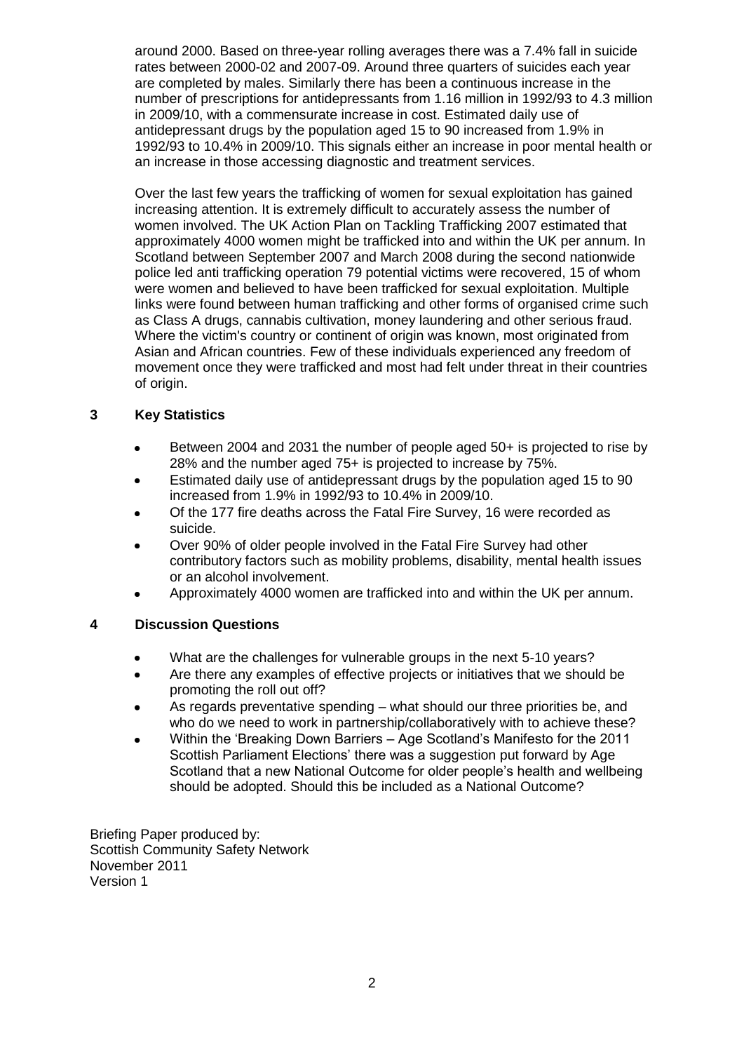around 2000. Based on three-year rolling averages there was a 7.4% fall in suicide rates between 2000-02 and 2007-09. Around three quarters of suicides each year are completed by males. Similarly there has been a continuous increase in the number of prescriptions for antidepressants from 1.16 million in 1992/93 to 4.3 million in 2009/10, with a commensurate increase in cost. Estimated daily use of antidepressant drugs by the population aged 15 to 90 increased from 1.9% in 1992/93 to 10.4% in 2009/10. This signals either an increase in poor mental health or an increase in those accessing diagnostic and treatment services.

Over the last few years the trafficking of women for sexual exploitation has gained increasing attention. It is extremely difficult to accurately assess the number of women involved. The UK Action Plan on Tackling Trafficking 2007 estimated that approximately 4000 women might be trafficked into and within the UK per annum. In Scotland between September 2007 and March 2008 during the second nationwide police led anti trafficking operation 79 potential victims were recovered, 15 of whom were women and believed to have been trafficked for sexual exploitation. Multiple links were found between human trafficking and other forms of organised crime such as Class A drugs, cannabis cultivation, money laundering and other serious fraud. Where the victim's country or continent of origin was known, most originated from Asian and African countries. Few of these individuals experienced any freedom of movement once they were trafficked and most had felt under threat in their countries of origin.

## 3 Key Statistics

- Between 2004 and 2031 the number of people aged 50+ is projected to rise by 28% and the number aged 75+ is projected to increase by 75%.
- Estimated daily use of antidepressant drugs by the population aged 15 to 90 increased from 1.9% in 1992/93 to 10.4% in 2009/10.
- Of the 177 fire deaths across the Fatal Fire Survey, 16 were recorded as suicide.
- Over 90% of older people involved in the Fatal Fire Survey had other contributory factors such as mobility problems, disability, mental health issues or an alcohol involvement.
- Approximately 4000 women are trafficked into and within the UK per annum.

## 4 Discussion Questions

- What are the challenges for vulnerable groups in the next 5-10 years?
- Are there any examples of effective projects or initiatives that we should be promoting the roll out off?
- As regards preventative spending – what should our three priorities be, and who do we need to work in partnership/collaboratively with to achieve these?
- Within the 'Breaking Down Barriers – Age Scotland's Manifesto for the 2011 Scottish Parliament Elections' there was a suggestion put forward by Age Scotland that a new National Outcome for older people's health and wellbeing should be adopted. Should this be included as a National Outcome?

Briefing Paper produced by:
Scottish Community Safety Network
November 2011
Version 1